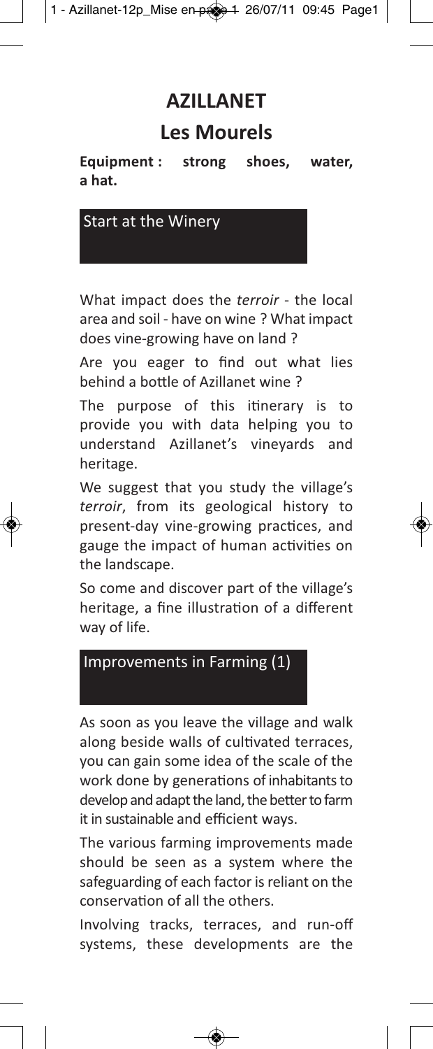# AZILLANET

## Les Mourels

**Equipment : strong shoes, water, a hat.**

### Start at the Winery

What impact does the *terroir* - the local area and soil - have on wine ? What impact does vine-growing have on land ?

Are you eager to find out what lies behind a bottle of Azillanet wine ?

The purpose of this itinerary is to provide you with data helping you to understand Azillanet's vineyards and heritage.

We suggest that you study the village's *terroir*, from its geological history to present-day vine-growing practices, and gauge the impact of human activities on the landscape.

So come and discover part of the village's heritage, a fine illustration of a different way of life.

### Improvements in Farming (1)

As soon as you leave the village and walk along beside walls of cultivated terraces, you can gain some idea of the scale of the work done by generations of inhabitants to develop and adapt the land, the better to farm it in sustainable and efficient ways.

The various farming improvements made should be seen as a system where the safeguarding of each factor is reliant on the conservation of all the others.

Involving tracks, terraces, and run-off systems, these developments are the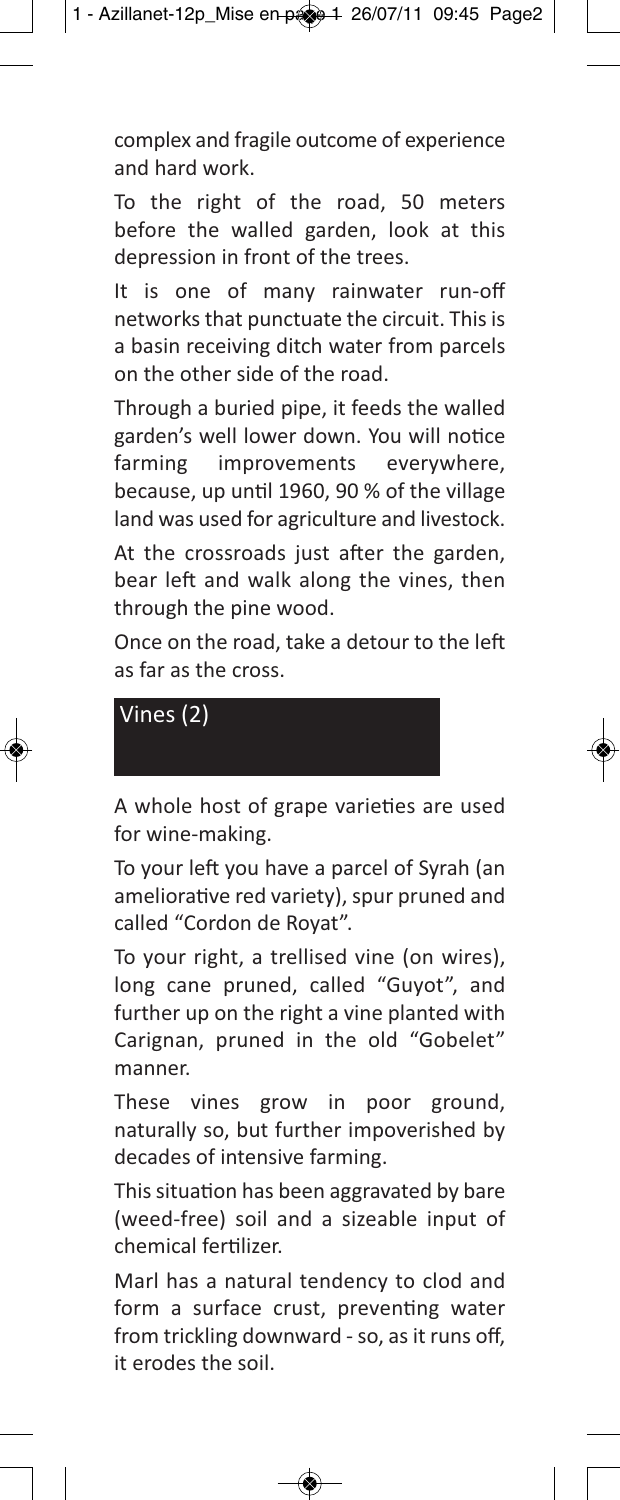complex and fragile outcome of experience and hard work.

To the right of the road, 50 meters before the walled garden, look at this depression in front of the trees.

It is one of many rainwater run-off networks that punctuate the circuit. This is a basin receiving ditch water from parcels on the other side of the road.

Through a buried pipe, it feeds the walled garden's well lower down. You will notice farming improvements everywhere, because, up until 1960, 90 % of the village land was used for agriculture and livestock.

At the crossroads just after the garden, bear left and walk along the vines, then through the pine wood.

Once on the road, take a detour to the left as far as the cross.

## Vines (2)

A whole host of grape varieties are used for wine-making.

To your left you have a parcel of Syrah (an ameliorative red variety), spur pruned and called "Cordon de Royat".

To your right, a trellised vine (on wires), long cane pruned, called "Guyot", and further up on the right a vine planted with Carignan, pruned in the old "Gobelet" manner.

These vines grow in poor ground, naturally so, but further impoverished by decades of intensive farming.

This situation has been aggravated by bare (weed-free) soil and a sizeable input of chemical fertilizer.

Marl has a natural tendency to clod and form a surface crust, preventing water from trickling downward - so, as it runs off, it erodes the soil.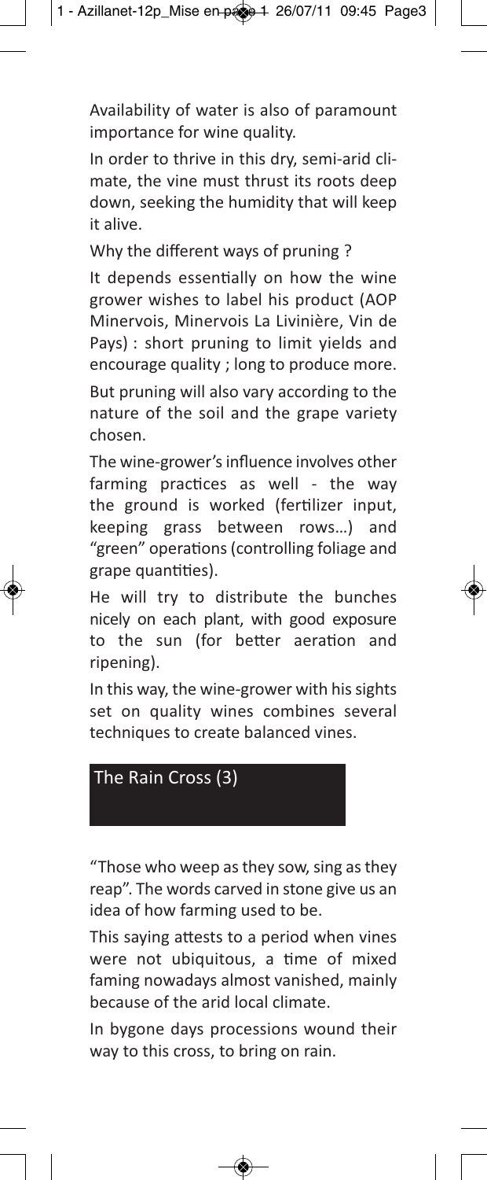Availability of water is also of paramount importance for wine quality.

In order to thrive in this dry, semi-arid climate, the vine must thrust its roots deep down, seeking the humidity that will keep it alive.

Why the different ways of pruning ?

It depends essentially on how the wine grower wishes to label his product (AOP Minervois, Minervois La Livinière, Vin de Pays) : short pruning to limit yields and encourage quality ; long to produce more.

But pruning will also vary according to the nature of the soil and the grape variety chosen.

The wine-grower's influence involves other farming practices as well - the way the ground is worked (fertilizer input, keeping grass between rows…) and "green" operations (controlling foliage and grape quantities).

He will try to distribute the bunches nicely on each plant, with good exposure to the sun (for better aeration and ripening).

In this way, the wine-grower with his sights set on quality wines combines several techniques to create balanced vines.

## The Rain Cross (3)

"Those who weep as they sow, sing as they reap". The words carved in stone give us an idea of how farming used to be.

This saying attests to a period when vines were not ubiquitous, a time of mixed faming nowadays almost vanished, mainly because of the arid local climate.

In bygone days processions wound their way to this cross, to bring on rain.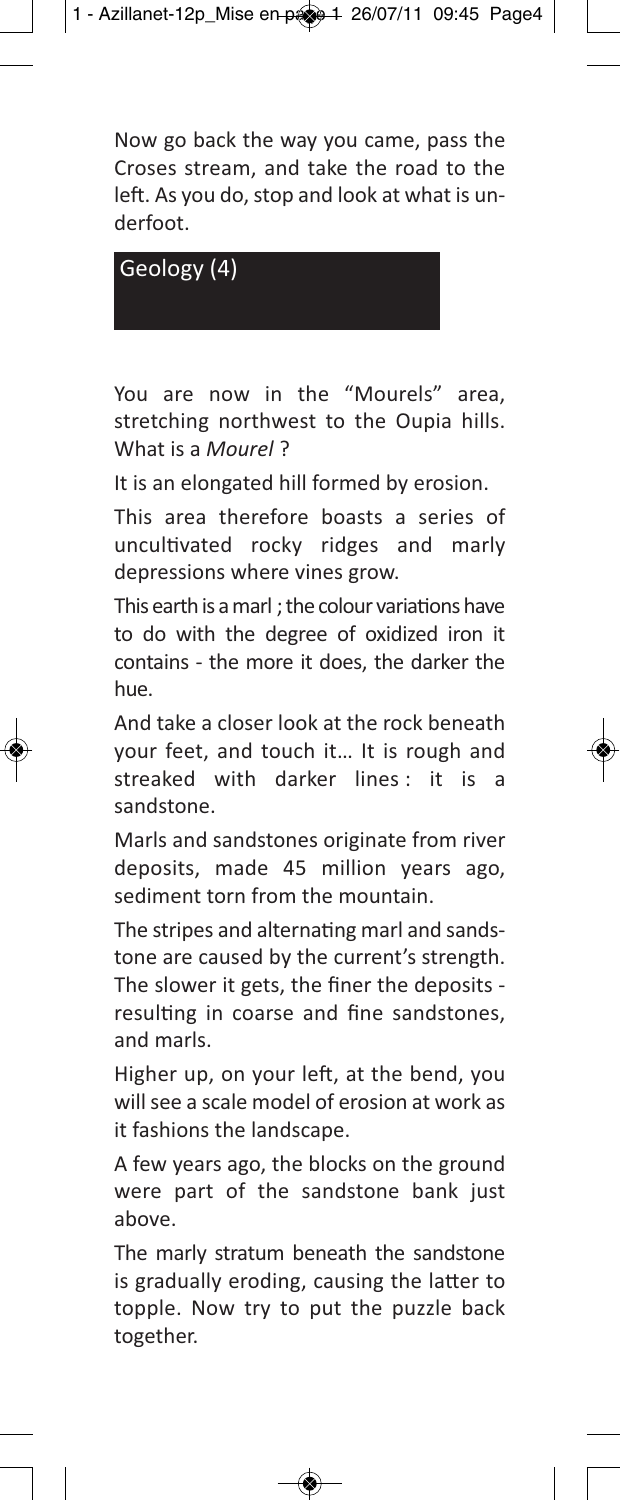Now go back the way you came, pass the Croses stream, and take the road to the left. As you do, stop and look at what is underfoot.

## Geology (4)

You are now in the "Mourels" area, stretching northwest to the Oupia hills. What is a *Mourel* ?

It is an elongated hill formed by erosion.

This area therefore boasts a series of uncultivated rocky ridges and marly depressions where vines grow.

This earth is a marl ; the colour variations have to do with the degree of oxidized iron it contains - the more it does, the darker the hue.

And take a closer look at the rock beneath your feet, and touch it… It is rough and streaked with darker lines : it is a sandstone.

Marls and sandstones originate from river deposits, made 45 million years ago, sediment torn from the mountain.

The stripes and alternating marl and sandstone are caused by the current's strength. The slower it gets, the finer the deposits - resulting in coarse and fine sandstones, and marls.

Higher up, on your left, at the bend, you will see a scale model of erosion at work as it fashions the landscape.

A few years ago, the blocks on the ground were part of the sandstone bank just above.

The marly stratum beneath the sandstone is gradually eroding, causing the latter to topple. Now try to put the puzzle back together.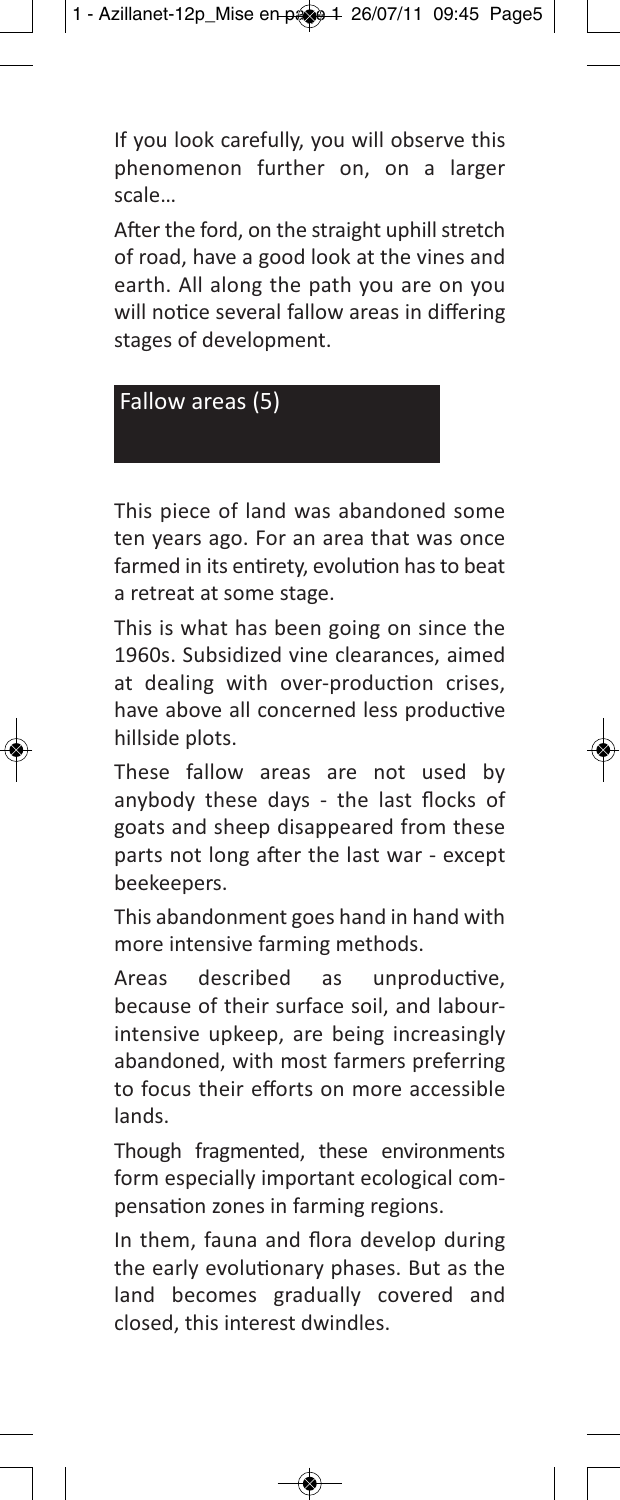If you look carefully, you will observe this phenomenon further on, on a larger scale…

After the ford, on the straight uphill stretch of road, have a good look at the vines and earth. All along the path you are on you will notice several fallow areas in differing stages of development.

## Fallow areas (5)

This piece of land was abandoned some ten years ago. For an area that was once farmed in its entirety, evolution has to beat a retreat at some stage.

This is what has been going on since the 1960s. Subsidized vine clearances, aimed at dealing with over-production crises, have above all concerned less productive hillside plots.

These fallow areas are not used by anybody these days - the last flocks of goats and sheep disappeared from these parts not long after the last war - except beekeepers.

This abandonment goes hand in hand with more intensive farming methods.

Areas described as unproductive, because of their surface soil, and labour-intensive upkeep, are being increasingly abandoned, with most farmers preferring to focus their efforts on more accessible lands.

Though fragmented, these environments form especially important ecological compensation zones in farming regions.

In them, fauna and flora develop during the early evolutionary phases. But as the land becomes gradually covered and closed, this interest dwindles.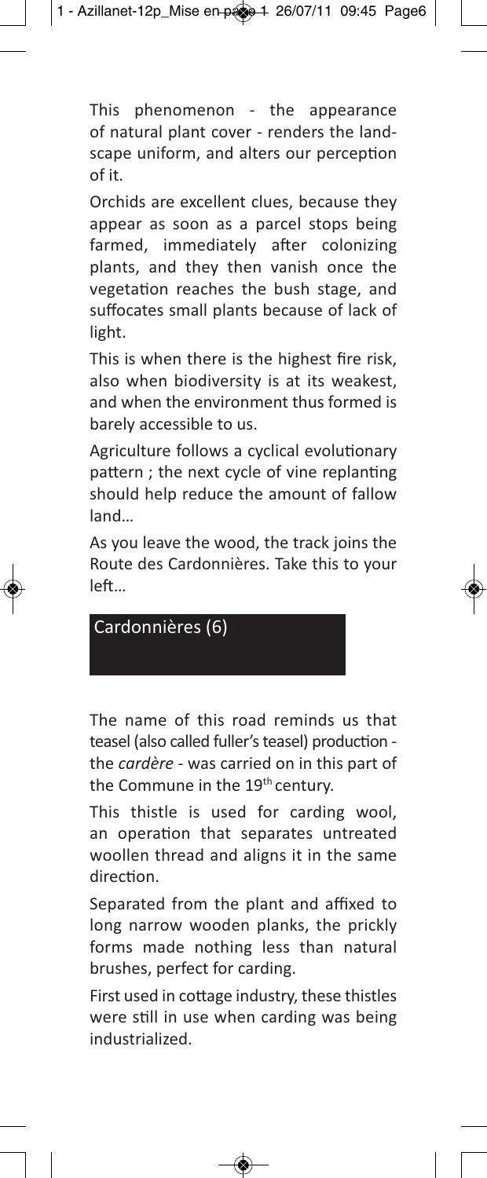This phenomenon - the appearance of natural plant cover - renders the landscape uniform, and alters our perception of it.

Orchids are excellent clues, because they appear as soon as a parcel stops being farmed, immediately after colonizing plants, and they then vanish once the vegetation reaches the bush stage, and suffocates small plants because of lack of light.

This is when there is the highest fire risk, also when biodiversity is at its weakest, and when the environment thus formed is barely accessible to us.

Agriculture follows a cyclical evolutionary pattern ; the next cycle of vine replanting should help reduce the amount of fallow land…

As you leave the wood, the track joins the Route des Cardonnières. Take this to your left…

## Cardonnières (6)

The name of this road reminds us that teasel (also called fuller's teasel) production - the *cardère* - was carried on in this part of the Commune in the 19th century.

This thistle is used for carding wool, an operation that separates untreated woollen thread and aligns it in the same direction.

Separated from the plant and affixed to long narrow wooden planks, the prickly forms made nothing less than natural brushes, perfect for carding.

First used in cottage industry, these thistles were still in use when carding was being industrialized.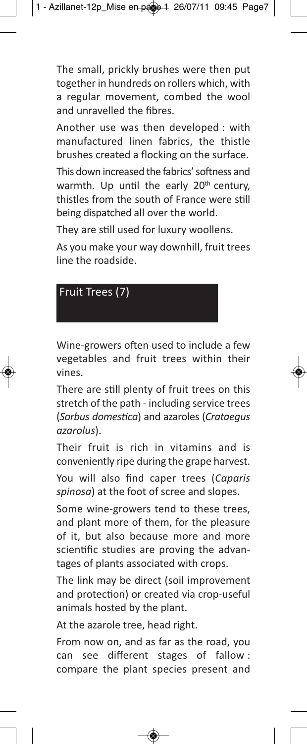The small, prickly brushes were then put together in hundreds on rollers which, with a regular movement, combed the wool and unravelled the fibres.

Another use was then developed : with manufactured linen fabrics, the thistle brushes created a flocking on the surface.

This down increased the fabrics' softness and warmth. Up until the early 20th century, thistles from the south of France were still being dispatched all over the world.

They are still used for luxury woollens.

As you make your way downhill, fruit trees line the roadside.

## Fruit Trees (7)

Wine-growers often used to include a few vegetables and fruit trees within their vines.

There are still plenty of fruit trees on this stretch of the path - including service trees (*Sorbus domestica*) and azaroles (*Crataegus azarolus*).

Their fruit is rich in vitamins and is conveniently ripe during the grape harvest.

You will also find caper trees (*Caparis spinosa*) at the foot of scree and slopes.

Some wine-growers tend to these trees, and plant more of them, for the pleasure of it, but also because more and more scientific studies are proving the advantages of plants associated with crops.

The link may be direct (soil improvement and protection) or created via crop-useful animals hosted by the plant.

At the azarole tree, head right.

From now on, and as far as the road, you can see different stages of fallow : compare the plant species present and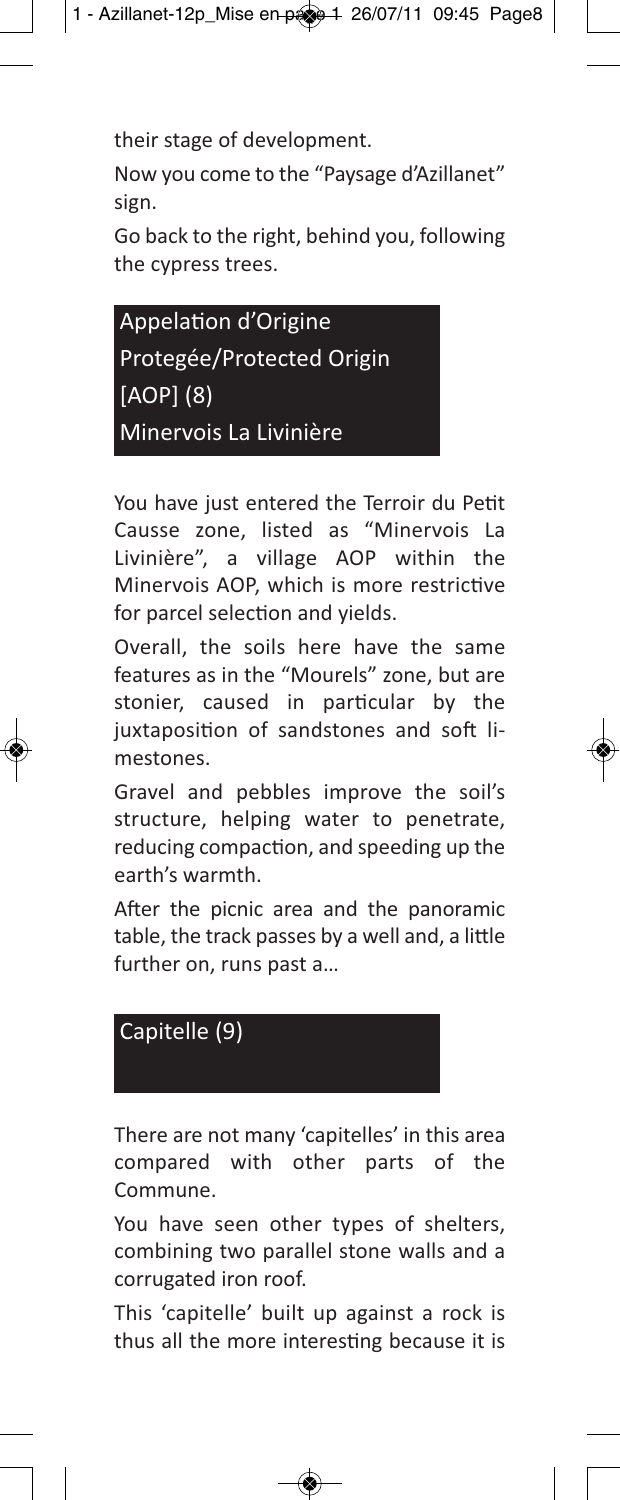their stage of development.

Now you come to the "Paysage d'Azillanet" sign.

Go back to the right, behind you, following the cypress trees.

## Appelation d'Origine Protegée/Protected Origin [AOP] (8) Minervois La Livinière

You have just entered the Terroir du Petit Causse zone, listed as "Minervois La Livinière", a village AOP within the Minervois AOP, which is more restrictive for parcel selection and yields.

Overall, the soils here have the same features as in the "Mourels" zone, but are stonier, caused in particular by the juxtaposition of sandstones and soft limestones.

Gravel and pebbles improve the soil's structure, helping water to penetrate, reducing compaction, and speeding up the earth's warmth.

After the picnic area and the panoramic table, the track passes by a well and, a little further on, runs past a…

## Capitelle (9)

There are not many 'capitelles' in this area compared with other parts of the Commune.

You have seen other types of shelters, combining two parallel stone walls and a corrugated iron roof.

This 'capitelle' built up against a rock is thus all the more interesting because it is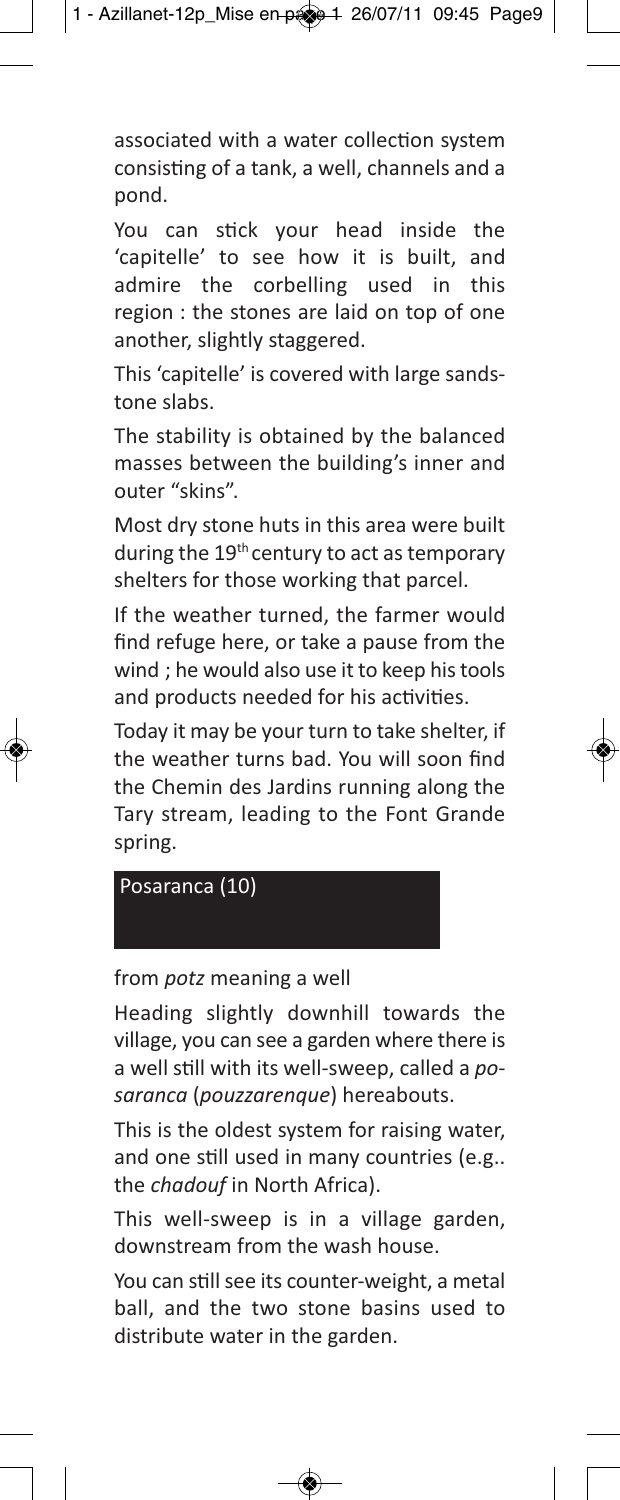associated with a water collection system consisting of a tank, a well, channels and a pond.

You can stick your head inside the 'capitelle' to see how it is built, and admire the corbelling used in this region : the stones are laid on top of one another, slightly staggered.

This 'capitelle' is covered with large sandstone slabs.

The stability is obtained by the balanced masses between the building's inner and outer "skins".

Most dry stone huts in this area were built during the 19th century to act as temporary shelters for those working that parcel.

If the weather turned, the farmer would find refuge here, or take a pause from the wind ; he would also use it to keep his tools and products needed for his activities.

Today it may be your turn to take shelter, if the weather turns bad. You will soon find the Chemin des Jardins running along the Tary stream, leading to the Font Grande spring.

## Posaranca (10)

from *potz* meaning a well

Heading slightly downhill towards the village, you can see a garden where there is a well still with its well-sweep, called a *posaranca* (*pouzzarenque*) hereabouts.

This is the oldest system for raising water, and one still used in many countries (e.g.. the *chadouf* in North Africa).

This well-sweep is in a village garden, downstream from the wash house.

You can still see its counter-weight, a metal ball, and the two stone basins used to distribute water in the garden.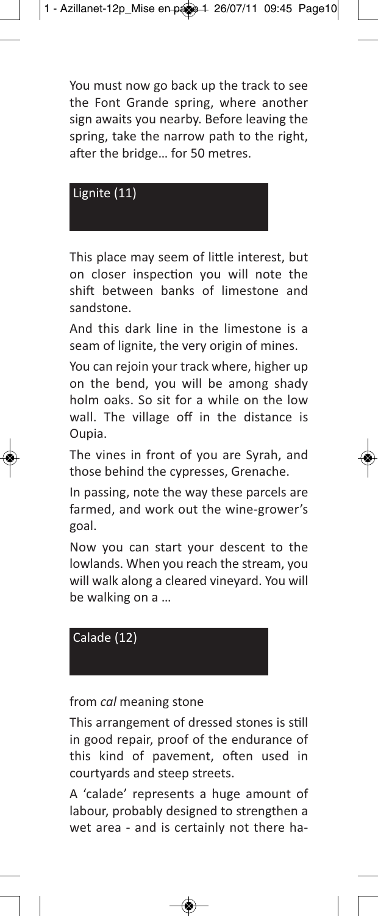You must now go back up the track to see the Font Grande spring, where another sign awaits you nearby. Before leaving the spring, take the narrow path to the right, after the bridge… for 50 metres.

## Lignite (11)

This place may seem of little interest, but on closer inspection you will note the shift between banks of limestone and sandstone.

And this dark line in the limestone is a seam of lignite, the very origin of mines.

You can rejoin your track where, higher up on the bend, you will be among shady holm oaks. So sit for a while on the low wall. The village off in the distance is Oupia.

The vines in front of you are Syrah, and those behind the cypresses, Grenache.

In passing, note the way these parcels are farmed, and work out the wine-grower's goal.

Now you can start your descent to the lowlands. When you reach the stream, you will walk along a cleared vineyard. You will be walking on a …

## Calade (12)

from *cal* meaning stone

This arrangement of dressed stones is still in good repair, proof of the endurance of this kind of pavement, often used in courtyards and steep streets.

A 'calade' represents a huge amount of labour, probably designed to strengthen a wet area - and is certainly not there ha-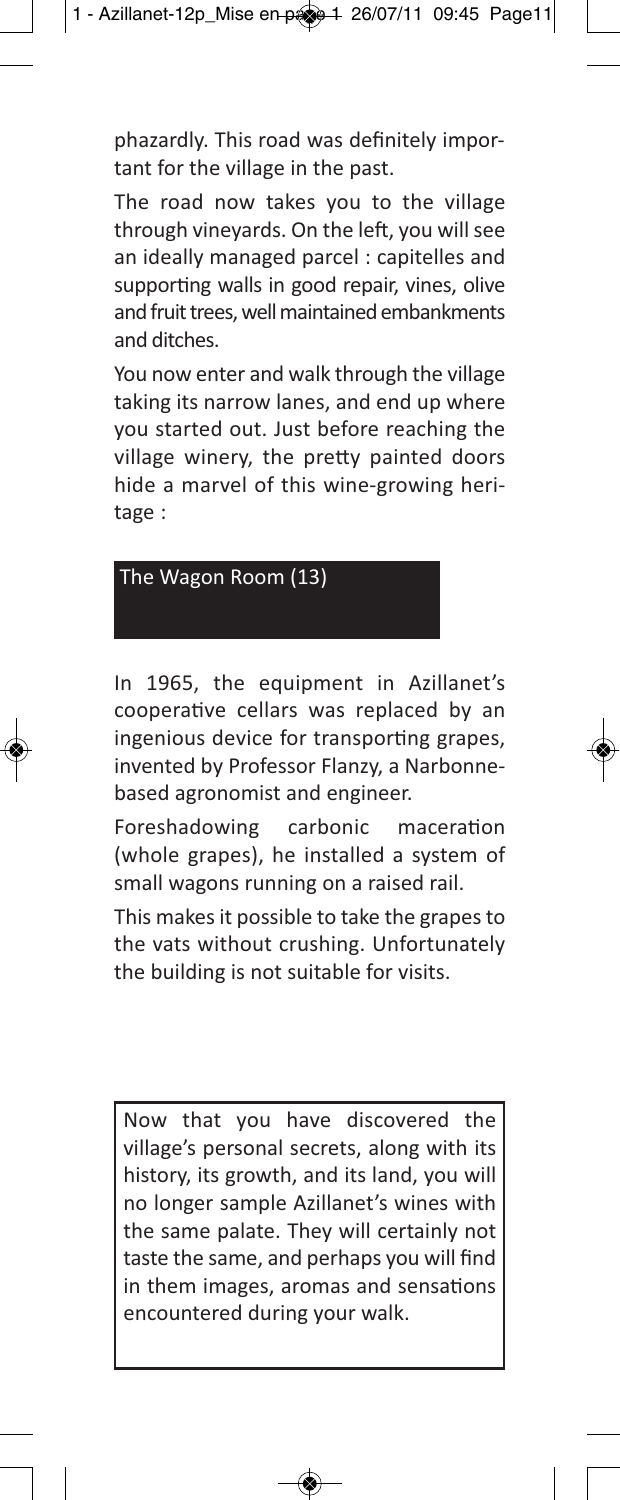phazardly. This road was definitely important for the village in the past.

The road now takes you to the village through vineyards. On the left, you will see an ideally managed parcel : capitelles and supporting walls in good repair, vines, olive and fruit trees, well maintained embankments and ditches.

You now enter and walk through the village taking its narrow lanes, and end up where you started out. Just before reaching the village winery, the pretty painted doors hide a marvel of this wine-growing heritage :

## The Wagon Room (13)

In 1965, the equipment in Azillanet's cooperative cellars was replaced by an ingenious device for transporting grapes, invented by Professor Flanzy, a Narbonne-based agronomist and engineer.

Foreshadowing carbonic maceration (whole grapes), he installed a system of small wagons running on a raised rail.

This makes it possible to take the grapes to the vats without crushing. Unfortunately the building is not suitable for visits.

> Now that you have discovered the village's personal secrets, along with its history, its growth, and its land, you will no longer sample Azillanet's wines with the same palate. They will certainly not taste the same, and perhaps you will find in them images, aromas and sensations encountered during your walk.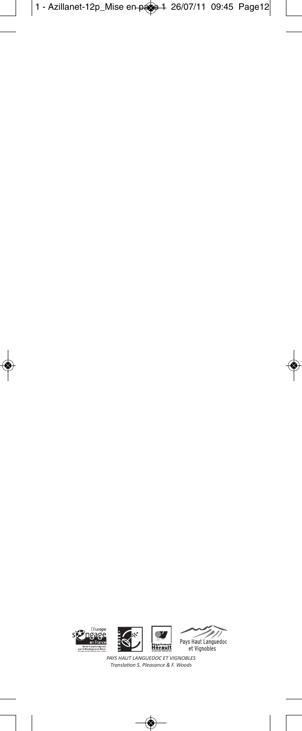*PAYS HAUT LANGUEDOC ET VIGNOBLES*
*Translation S. Pleasance & F. Woods*